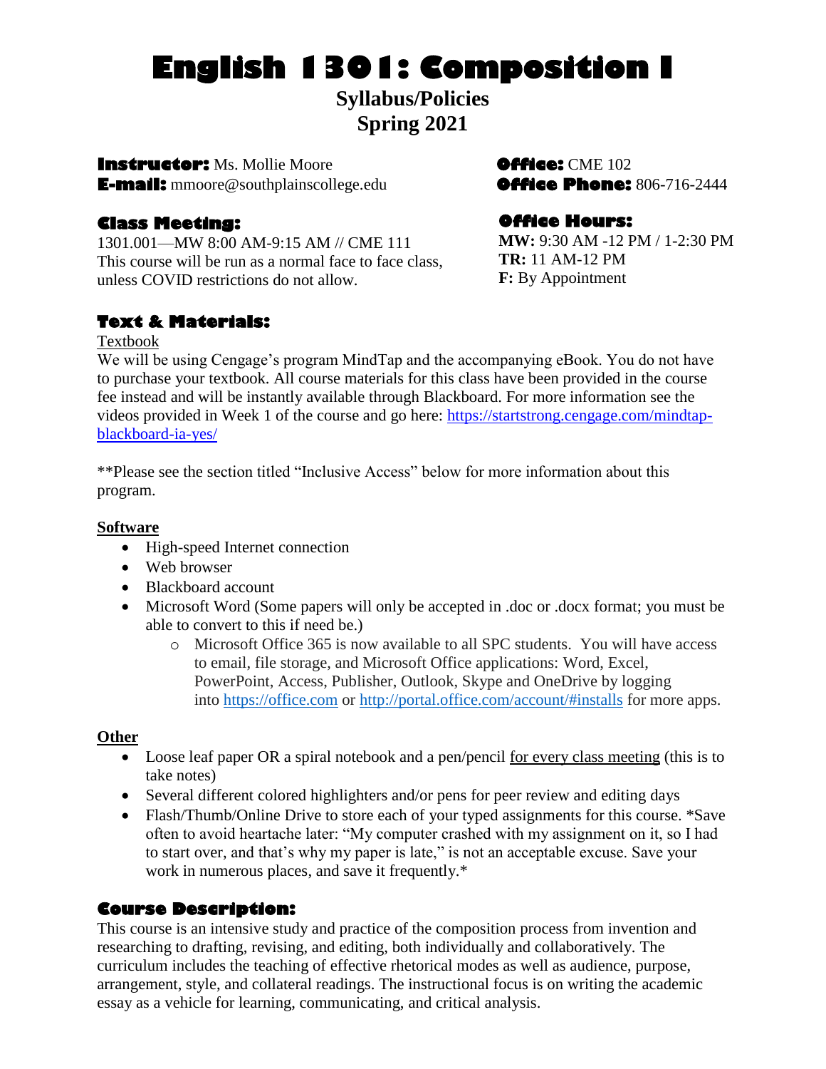# English 1301: Composition I

## Syllabus/Policies
## Spring 2021

**Instructor:** Ms. Mollie Moore
**E-mail:** mmoore@southplainscollege.edu

**Office:** CME 102
**Office Phone:** 806-716-2444

### Class Meeting:

1301.001—MW 8:00 AM-9:15 AM // CME 111
This course will be run as a normal face to face class, unless COVID restrictions do not allow.

### Office Hours:

**MW:** 9:30 AM -12 PM / 1-2:30 PM
**TR:** 11 AM-12 PM
**F:** By Appointment

### Text & Materials:

Textbook

We will be using Cengage's program MindTap and the accompanying eBook. You do not have to purchase your textbook. All course materials for this class have been provided in the course fee instead and will be instantly available through Blackboard. For more information see the videos provided in Week 1 of the course and go here: [https://startstrong.cengage.com/mindtap-blackboard-ia-yes/](https://startstrong.cengage.com/mindtap-blackboard-ia-yes/)

**Please see the section titled "Inclusive Access" below for more information about this program.

**Software**

- High-speed Internet connection
- Web browser
- Blackboard account
- Microsoft Word (Some papers will only be accepted in .doc or .docx format; you must be able to convert to this if need be.)
  - Microsoft Office 365 is now available to all SPC students. You will have access to email, file storage, and Microsoft Office applications: Word, Excel, PowerPoint, Access, Publisher, Outlook, Skype and OneDrive by logging into [https://office.com](https://office.com) or [http://portal.office.com/account/#installs](http://portal.office.com/account/#installs) for more apps.

**Other**

- Loose leaf paper OR a spiral notebook and a pen/pencil for every class meeting (this is to take notes)
- Several different colored highlighters and/or pens for peer review and editing days
- Flash/Thumb/Online Drive to store each of your typed assignments for this course. *Save often to avoid heartache later: "My computer crashed with my assignment on it, so I had to start over, and that's why my paper is late," is not an acceptable excuse. Save your work in numerous places, and save it frequently.*

### Course Description:

This course is an intensive study and practice of the composition process from invention and researching to drafting, revising, and editing, both individually and collaboratively. The curriculum includes the teaching of effective rhetorical modes as well as audience, purpose, arrangement, style, and collateral readings. The instructional focus is on writing the academic essay as a vehicle for learning, communicating, and critical analysis.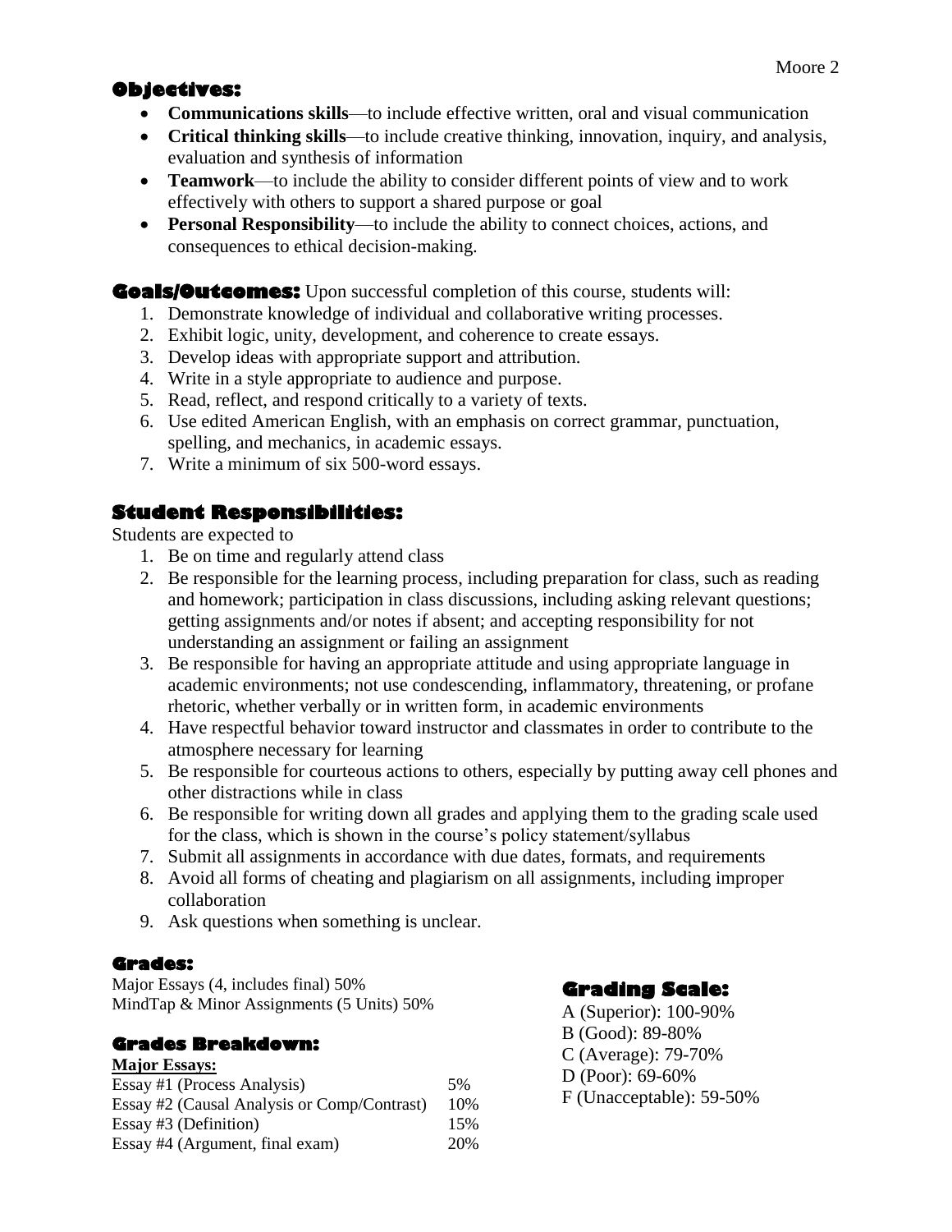## Objectives:

- **Communications skills**—to include effective written, oral and visual communication
- **Critical thinking skills**—to include creative thinking, innovation, inquiry, and analysis, evaluation and synthesis of information
- **Teamwork**—to include the ability to consider different points of view and to work effectively with others to support a shared purpose or goal
- **Personal Responsibility**—to include the ability to connect choices, actions, and consequences to ethical decision-making.

**Goals/Outcomes:** Upon successful completion of this course, students will:

1. Demonstrate knowledge of individual and collaborative writing processes.
2. Exhibit logic, unity, development, and coherence to create essays.
3. Develop ideas with appropriate support and attribution.
4. Write in a style appropriate to audience and purpose.
5. Read, reflect, and respond critically to a variety of texts.
6. Use edited American English, with an emphasis on correct grammar, punctuation, spelling, and mechanics, in academic essays.
7. Write a minimum of six 500-word essays.

## Student Responsibilities:

Students are expected to

1. Be on time and regularly attend class
2. Be responsible for the learning process, including preparation for class, such as reading and homework; participation in class discussions, including asking relevant questions; getting assignments and/or notes if absent; and accepting responsibility for not understanding an assignment or failing an assignment
3. Be responsible for having an appropriate attitude and using appropriate language in academic environments; not use condescending, inflammatory, threatening, or profane rhetoric, whether verbally or in written form, in academic environments
4. Have respectful behavior toward instructor and classmates in order to contribute to the atmosphere necessary for learning
5. Be responsible for courteous actions to others, especially by putting away cell phones and other distractions while in class
6. Be responsible for writing down all grades and applying them to the grading scale used for the class, which is shown in the course's policy statement/syllabus
7. Submit all assignments in accordance with due dates, formats, and requirements
8. Avoid all forms of cheating and plagiarism on all assignments, including improper collaboration
9. Ask questions when something is unclear.

### Grades:

Major Essays (4, includes final) 50%
MindTap & Minor Assignments (5 Units) 50%

### Grades Breakdown:

**Major Essays:**

| | |
|---|---|
| Essay #1 (Process Analysis) | 5% |
| Essay #2 (Causal Analysis or Comp/Contrast) | 10% |
| Essay #3 (Definition) | 15% |
| Essay #4 (Argument, final exam) | 20% |

### Grading Scale:

A (Superior): 100-90%
B (Good): 89-80%
C (Average): 79-70%
D (Poor): 69-60%
F (Unacceptable): 59-50%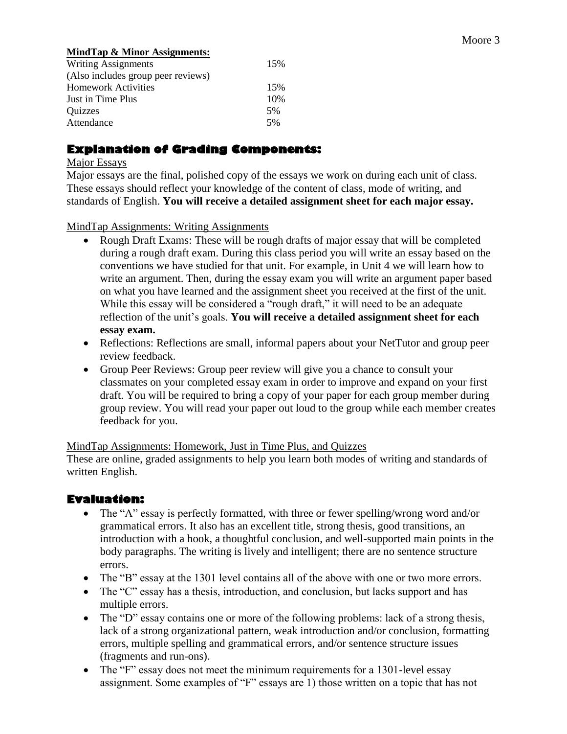**MindTap & Minor Assignments:**

| | |
|---|---|
| Writing Assignments (Also includes group peer reviews) | 15% |
| Homework Activities | 15% |
| Just in Time Plus | 10% |
| Quizzes | 5% |
| Attendance | 5% |

## Explanation of Grading Components:

Major Essays

Major essays are the final, polished copy of the essays we work on during each unit of class. These essays should reflect your knowledge of the content of class, mode of writing, and standards of English. **You will receive a detailed assignment sheet for each major essay.**

MindTap Assignments: Writing Assignments

- Rough Draft Exams: These will be rough drafts of major essay that will be completed during a rough draft exam. During this class period you will write an essay based on the conventions we have studied for that unit. For example, in Unit 4 we will learn how to write an argument. Then, during the essay exam you will write an argument paper based on what you have learned and the assignment sheet you received at the first of the unit. While this essay will be considered a "rough draft," it will need to be an adequate reflection of the unit's goals. **You will receive a detailed assignment sheet for each essay exam.**
- Reflections: Reflections are small, informal papers about your NetTutor and group peer review feedback.
- Group Peer Reviews: Group peer review will give you a chance to consult your classmates on your completed essay exam in order to improve and expand on your first draft. You will be required to bring a copy of your paper for each group member during group review. You will read your paper out loud to the group while each member creates feedback for you.

MindTap Assignments: Homework, Just in Time Plus, and Quizzes

These are online, graded assignments to help you learn both modes of writing and standards of written English.

## Evaluation:

- The "A" essay is perfectly formatted, with three or fewer spelling/wrong word and/or grammatical errors. It also has an excellent title, strong thesis, good transitions, an introduction with a hook, a thoughtful conclusion, and well-supported main points in the body paragraphs. The writing is lively and intelligent; there are no sentence structure errors.
- The "B" essay at the 1301 level contains all of the above with one or two more errors.
- The "C" essay has a thesis, introduction, and conclusion, but lacks support and has multiple errors.
- The "D" essay contains one or more of the following problems: lack of a strong thesis, lack of a strong organizational pattern, weak introduction and/or conclusion, formatting errors, multiple spelling and grammatical errors, and/or sentence structure issues (fragments and run-ons).
- The "F" essay does not meet the minimum requirements for a 1301-level essay assignment. Some examples of "F" essays are 1) those written on a topic that has not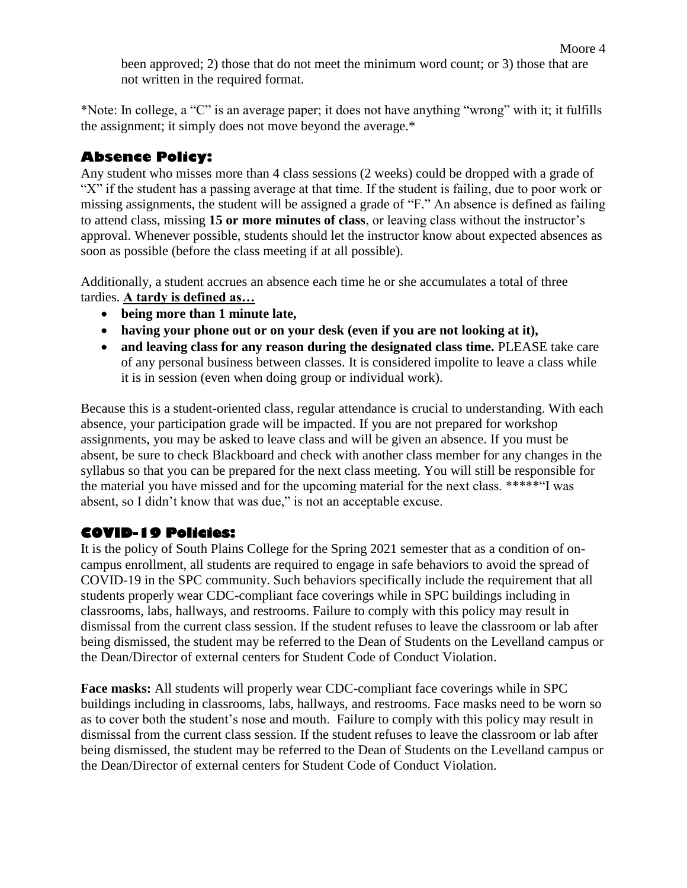been approved; 2) those that do not meet the minimum word count; or 3) those that are not written in the required format.

*Note: In college, a "C" is an average paper; it does not have anything "wrong" with it; it fulfills the assignment; it simply does not move beyond the average.*

## Absence Policy:

Any student who misses more than 4 class sessions (2 weeks) could be dropped with a grade of "X" if the student has a passing average at that time. If the student is failing, due to poor work or missing assignments, the student will be assigned a grade of "F." An absence is defined as failing to attend class, missing **15 or more minutes of class**, or leaving class without the instructor's approval. Whenever possible, students should let the instructor know about expected absences as soon as possible (before the class meeting if at all possible).

Additionally, a student accrues an absence each time he or she accumulates a total of three tardies. **A tardy is defined as…**

- **being more than 1 minute late,**
- **having your phone out or on your desk (even if you are not looking at it),**
- **and leaving class for any reason during the designated class time.** PLEASE take care of any personal business between classes. It is considered impolite to leave a class while it is in session (even when doing group or individual work).

Because this is a student-oriented class, regular attendance is crucial to understanding. With each absence, your participation grade will be impacted. If you are not prepared for workshop assignments, you may be asked to leave class and will be given an absence. If you must be absent, be sure to check Blackboard and check with another class member for any changes in the syllabus so that you can be prepared for the next class meeting. You will still be responsible for the material you have missed and for the upcoming material for the next class. *****"I was absent, so I didn't know that was due," is not an acceptable excuse.

## COVID-19 Policies:

It is the policy of South Plains College for the Spring 2021 semester that as a condition of on-campus enrollment, all students are required to engage in safe behaviors to avoid the spread of COVID-19 in the SPC community. Such behaviors specifically include the requirement that all students properly wear CDC-compliant face coverings while in SPC buildings including in classrooms, labs, hallways, and restrooms. Failure to comply with this policy may result in dismissal from the current class session. If the student refuses to leave the classroom or lab after being dismissed, the student may be referred to the Dean of Students on the Levelland campus or the Dean/Director of external centers for Student Code of Conduct Violation.

**Face masks:** All students will properly wear CDC-compliant face coverings while in SPC buildings including in classrooms, labs, hallways, and restrooms. Face masks need to be worn so as to cover both the student's nose and mouth. Failure to comply with this policy may result in dismissal from the current class session. If the student refuses to leave the classroom or lab after being dismissed, the student may be referred to the Dean of Students on the Levelland campus or the Dean/Director of external centers for Student Code of Conduct Violation.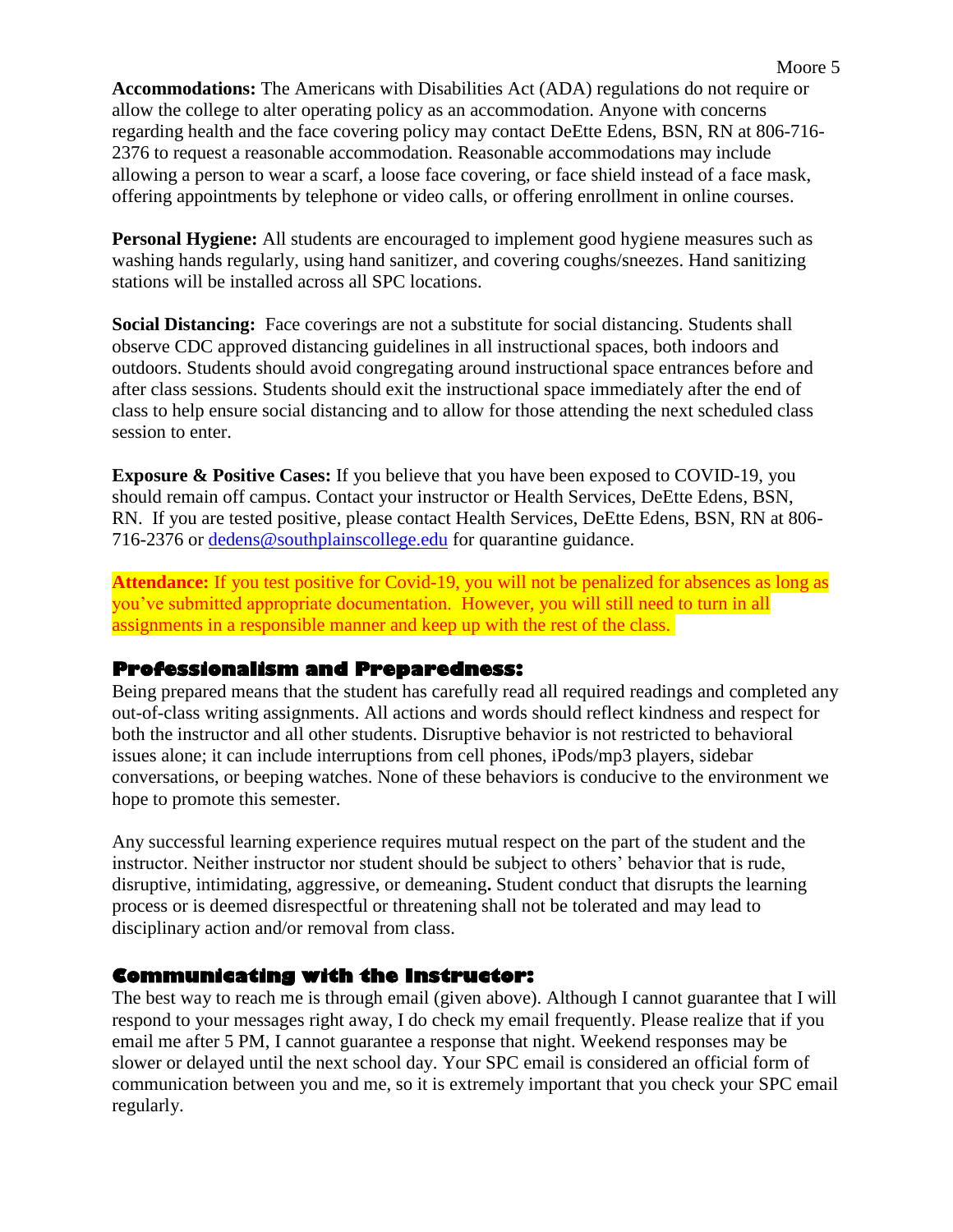**Accommodations:** The Americans with Disabilities Act (ADA) regulations do not require or allow the college to alter operating policy as an accommodation. Anyone with concerns regarding health and the face covering policy may contact DeEtte Edens, BSN, RN at 806-716-2376 to request a reasonable accommodation. Reasonable accommodations may include allowing a person to wear a scarf, a loose face covering, or face shield instead of a face mask, offering appointments by telephone or video calls, or offering enrollment in online courses.

**Personal Hygiene:** All students are encouraged to implement good hygiene measures such as washing hands regularly, using hand sanitizer, and covering coughs/sneezes. Hand sanitizing stations will be installed across all SPC locations.

**Social Distancing:** Face coverings are not a substitute for social distancing. Students shall observe CDC approved distancing guidelines in all instructional spaces, both indoors and outdoors. Students should avoid congregating around instructional space entrances before and after class sessions. Students should exit the instructional space immediately after the end of class to help ensure social distancing and to allow for those attending the next scheduled class session to enter.

**Exposure & Positive Cases:** If you believe that you have been exposed to COVID-19, you should remain off campus. Contact your instructor or Health Services, DeEtte Edens, BSN, RN. If you are tested positive, please contact Health Services, DeEtte Edens, BSN, RN at 806-716-2376 or dedens@southplainscollege.edu for quarantine guidance.

**Attendance:** If you test positive for Covid-19, you will not be penalized for absences as long as you've submitted appropriate documentation. However, you will still need to turn in all assignments in a responsible manner and keep up with the rest of the class.

## Professionalism and Preparedness:

Being prepared means that the student has carefully read all required readings and completed any out-of-class writing assignments. All actions and words should reflect kindness and respect for both the instructor and all other students. Disruptive behavior is not restricted to behavioral issues alone; it can include interruptions from cell phones, iPods/mp3 players, sidebar conversations, or beeping watches. None of these behaviors is conducive to the environment we hope to promote this semester.

Any successful learning experience requires mutual respect on the part of the student and the instructor. Neither instructor nor student should be subject to others' behavior that is rude, disruptive, intimidating, aggressive, or demeaning**.** Student conduct that disrupts the learning process or is deemed disrespectful or threatening shall not be tolerated and may lead to disciplinary action and/or removal from class.

## Communicating with the Instructor:

The best way to reach me is through email (given above). Although I cannot guarantee that I will respond to your messages right away, I do check my email frequently. Please realize that if you email me after 5 PM, I cannot guarantee a response that night. Weekend responses may be slower or delayed until the next school day. Your SPC email is considered an official form of communication between you and me, so it is extremely important that you check your SPC email regularly.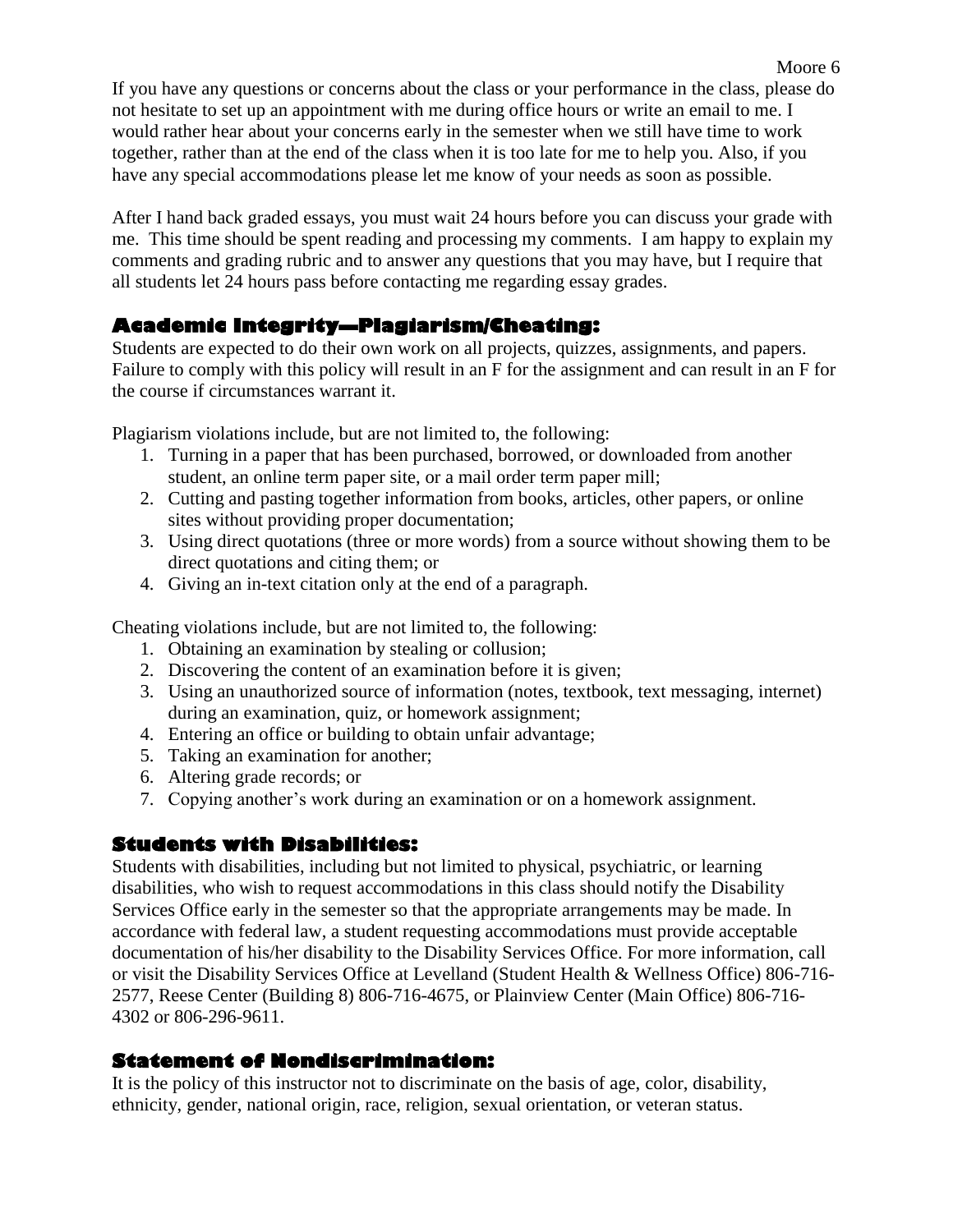If you have any questions or concerns about the class or your performance in the class, please do not hesitate to set up an appointment with me during office hours or write an email to me. I would rather hear about your concerns early in the semester when we still have time to work together, rather than at the end of the class when it is too late for me to help you. Also, if you have any special accommodations please let me know of your needs as soon as possible.

After I hand back graded essays, you must wait 24 hours before you can discuss your grade with me. This time should be spent reading and processing my comments. I am happy to explain my comments and grading rubric and to answer any questions that you may have, but I require that all students let 24 hours pass before contacting me regarding essay grades.

## Academic Integrity—Plagiarism/Cheating:

Students are expected to do their own work on all projects, quizzes, assignments, and papers. Failure to comply with this policy will result in an F for the assignment and can result in an F for the course if circumstances warrant it.

Plagiarism violations include, but are not limited to, the following:

1. Turning in a paper that has been purchased, borrowed, or downloaded from another student, an online term paper site, or a mail order term paper mill;
2. Cutting and pasting together information from books, articles, other papers, or online sites without providing proper documentation;
3. Using direct quotations (three or more words) from a source without showing them to be direct quotations and citing them; or
4. Giving an in-text citation only at the end of a paragraph.

Cheating violations include, but are not limited to, the following:

1. Obtaining an examination by stealing or collusion;
2. Discovering the content of an examination before it is given;
3. Using an unauthorized source of information (notes, textbook, text messaging, internet) during an examination, quiz, or homework assignment;
4. Entering an office or building to obtain unfair advantage;
5. Taking an examination for another;
6. Altering grade records; or
7. Copying another's work during an examination or on a homework assignment.

## Students with Disabilities:

Students with disabilities, including but not limited to physical, psychiatric, or learning disabilities, who wish to request accommodations in this class should notify the Disability Services Office early in the semester so that the appropriate arrangements may be made. In accordance with federal law, a student requesting accommodations must provide acceptable documentation of his/her disability to the Disability Services Office. For more information, call or visit the Disability Services Office at Levelland (Student Health & Wellness Office) 806-716-2577, Reese Center (Building 8) 806-716-4675, or Plainview Center (Main Office) 806-716-4302 or 806-296-9611.

## Statement of Nondiscrimination:

It is the policy of this instructor not to discriminate on the basis of age, color, disability, ethnicity, gender, national origin, race, religion, sexual orientation, or veteran status.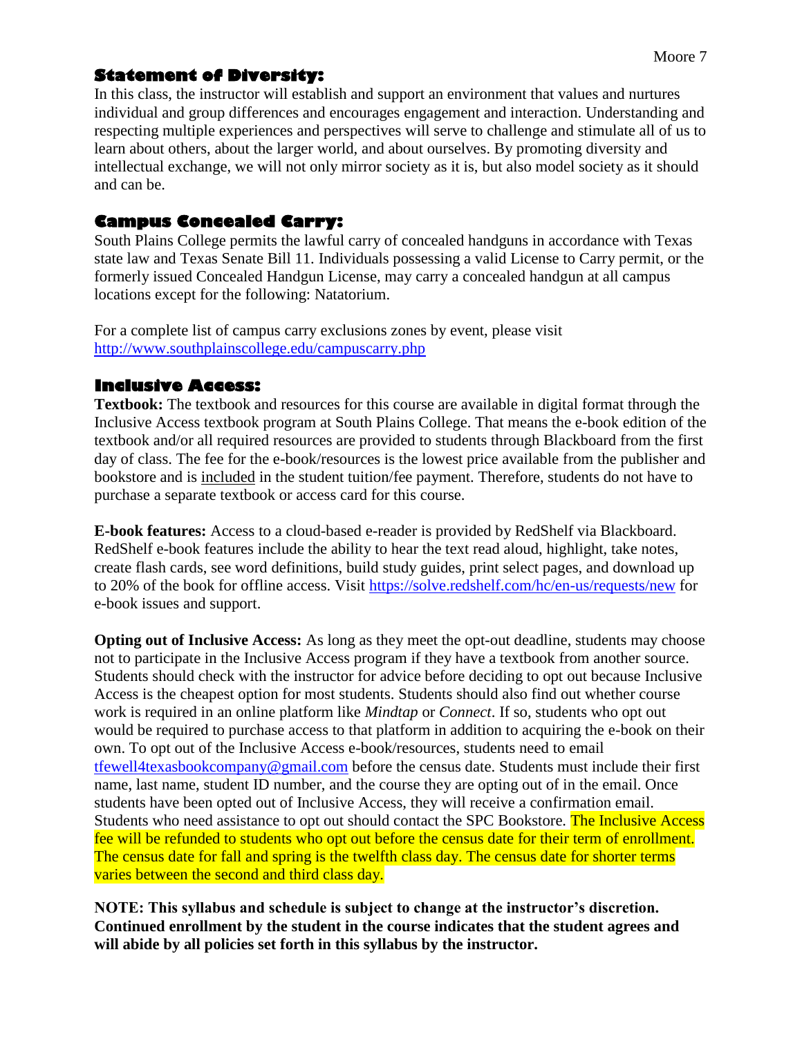## Statement of Diversity:

In this class, the instructor will establish and support an environment that values and nurtures individual and group differences and encourages engagement and interaction. Understanding and respecting multiple experiences and perspectives will serve to challenge and stimulate all of us to learn about others, about the larger world, and about ourselves. By promoting diversity and intellectual exchange, we will not only mirror society as it is, but also model society as it should and can be.

## Campus Concealed Carry:

South Plains College permits the lawful carry of concealed handguns in accordance with Texas state law and Texas Senate Bill 11. Individuals possessing a valid License to Carry permit, or the formerly issued Concealed Handgun License, may carry a concealed handgun at all campus locations except for the following: Natatorium.

For a complete list of campus carry exclusions zones by event, please visit http://www.southplainscollege.edu/campuscarry.php

## Inclusive Access:

**Textbook:** The textbook and resources for this course are available in digital format through the Inclusive Access textbook program at South Plains College. That means the e-book edition of the textbook and/or all required resources are provided to students through Blackboard from the first day of class. The fee for the e-book/resources is the lowest price available from the publisher and bookstore and is included in the student tuition/fee payment. Therefore, students do not have to purchase a separate textbook or access card for this course.

**E-book features:** Access to a cloud-based e-reader is provided by RedShelf via Blackboard. RedShelf e-book features include the ability to hear the text read aloud, highlight, take notes, create flash cards, see word definitions, build study guides, print select pages, and download up to 20% of the book for offline access. Visit https://solve.redshelf.com/hc/en-us/requests/new for e-book issues and support.

**Opting out of Inclusive Access:** As long as they meet the opt-out deadline, students may choose not to participate in the Inclusive Access program if they have a textbook from another source. Students should check with the instructor for advice before deciding to opt out because Inclusive Access is the cheapest option for most students. Students should also find out whether course work is required in an online platform like *Mindtap* or *Connect*. If so, students who opt out would be required to purchase access to that platform in addition to acquiring the e-book on their own. To opt out of the Inclusive Access e-book/resources, students need to email tfewell4texasbookcompany@gmail.com before the census date. Students must include their first name, last name, student ID number, and the course they are opting out of in the email. Once students have been opted out of Inclusive Access, they will receive a confirmation email. Students who need assistance to opt out should contact the SPC Bookstore. The Inclusive Access fee will be refunded to students who opt out before the census date for their term of enrollment. The census date for fall and spring is the twelfth class day. The census date for shorter terms varies between the second and third class day.

**NOTE: This syllabus and schedule is subject to change at the instructor's discretion. Continued enrollment by the student in the course indicates that the student agrees and will abide by all policies set forth in this syllabus by the instructor.**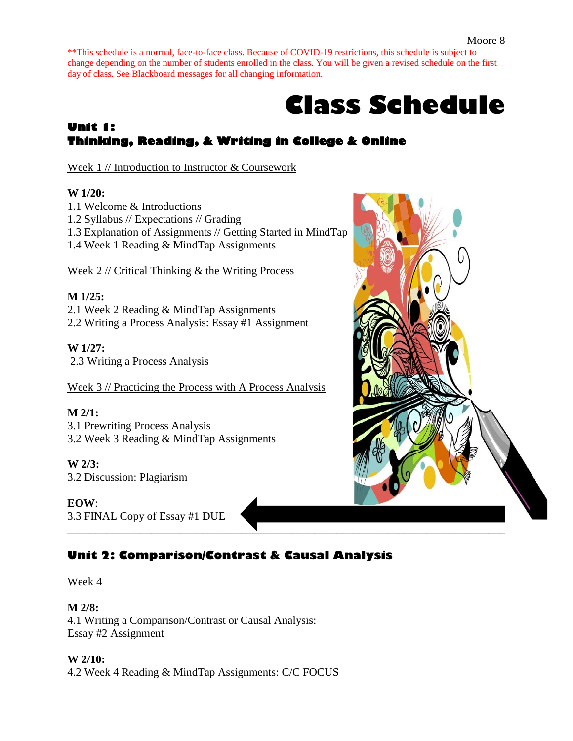**This schedule is a normal, face-to-face class. Because of COVID-19 restrictions, this schedule is subject to change depending on the number of students enrolled in the class. You will be given a revised schedule on the first day of class. See Blackboard messages for all changing information.

# Class Schedule

## Unit 1: Thinking, Reading, & Writing in College & Online

Week 1 // Introduction to Instructor & Coursework

**W 1/20:**
1.1 Welcome & Introductions
1.2 Syllabus // Expectations // Grading
1.3 Explanation of Assignments // Getting Started in MindTap
1.4 Week 1 Reading & MindTap Assignments

Week 2 // Critical Thinking & the Writing Process

**M 1/25:**
2.1 Week 2 Reading & MindTap Assignments
2.2 Writing a Process Analysis: Essay #1 Assignment

**W 1/27:**
2.3 Writing a Process Analysis

Week 3 // Practicing the Process with A Process Analysis

**M 2/1:**
3.1 Prewriting Process Analysis
3.2 Week 3 Reading & MindTap Assignments

**W 2/3:**
3.2 Discussion: Plagiarism

**EOW**:
3.3 FINAL Copy of Essay #1 DUE

---

## Unit 2: Comparison/Contrast & Causal Analysis

Week 4

**M 2/8:**
4.1 Writing a Comparison/Contrast or Causal Analysis:
Essay #2 Assignment

**W 2/10:**
4.2 Week 4 Reading & MindTap Assignments: C/C FOCUS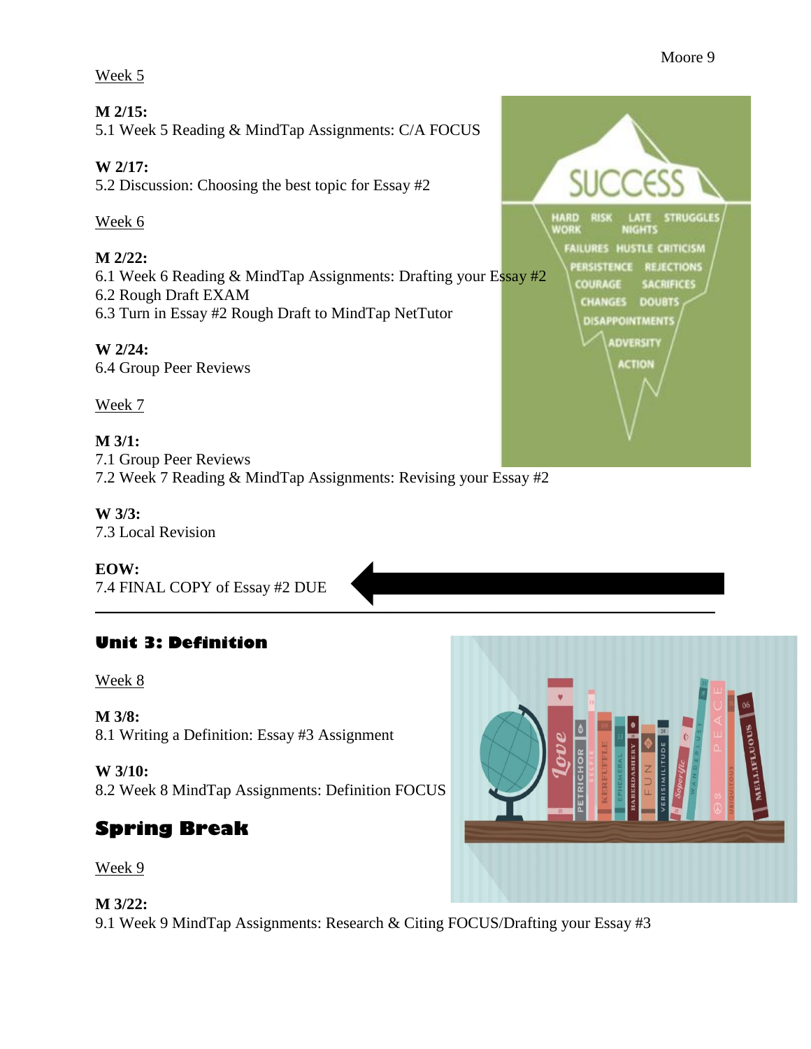Week 5

**M 2/15:**
5.1 Week 5 Reading & MindTap Assignments: C/A FOCUS

**W 2/17:**
5.2 Discussion: Choosing the best topic for Essay #2

Week 6

**M 2/22:**
6.1 Week 6 Reading & MindTap Assignments: Drafting your Essay #2
6.2 Rough Draft EXAM
6.3 Turn in Essay #2 Rough Draft to MindTap NetTutor

**W 2/24:**
6.4 Group Peer Reviews

Week 7

**M 3/1:**
7.1 Group Peer Reviews
7.2 Week 7 Reading & MindTap Assignments: Revising your Essay #2

**W 3/3:**
7.3 Local Revision

**EOW:**
7.4 FINAL COPY of Essay #2 DUE

---

## Unit 3: Definition

Week 8

**M 3/8:**
8.1 Writing a Definition: Essay #3 Assignment

**W 3/10:**
8.2 Week 8 MindTap Assignments: Definition FOCUS

## Spring Break

Week 9

**M 3/22:**
9.1 Week 9 MindTap Assignments: Research & Citing FOCUS/Drafting your Essay #3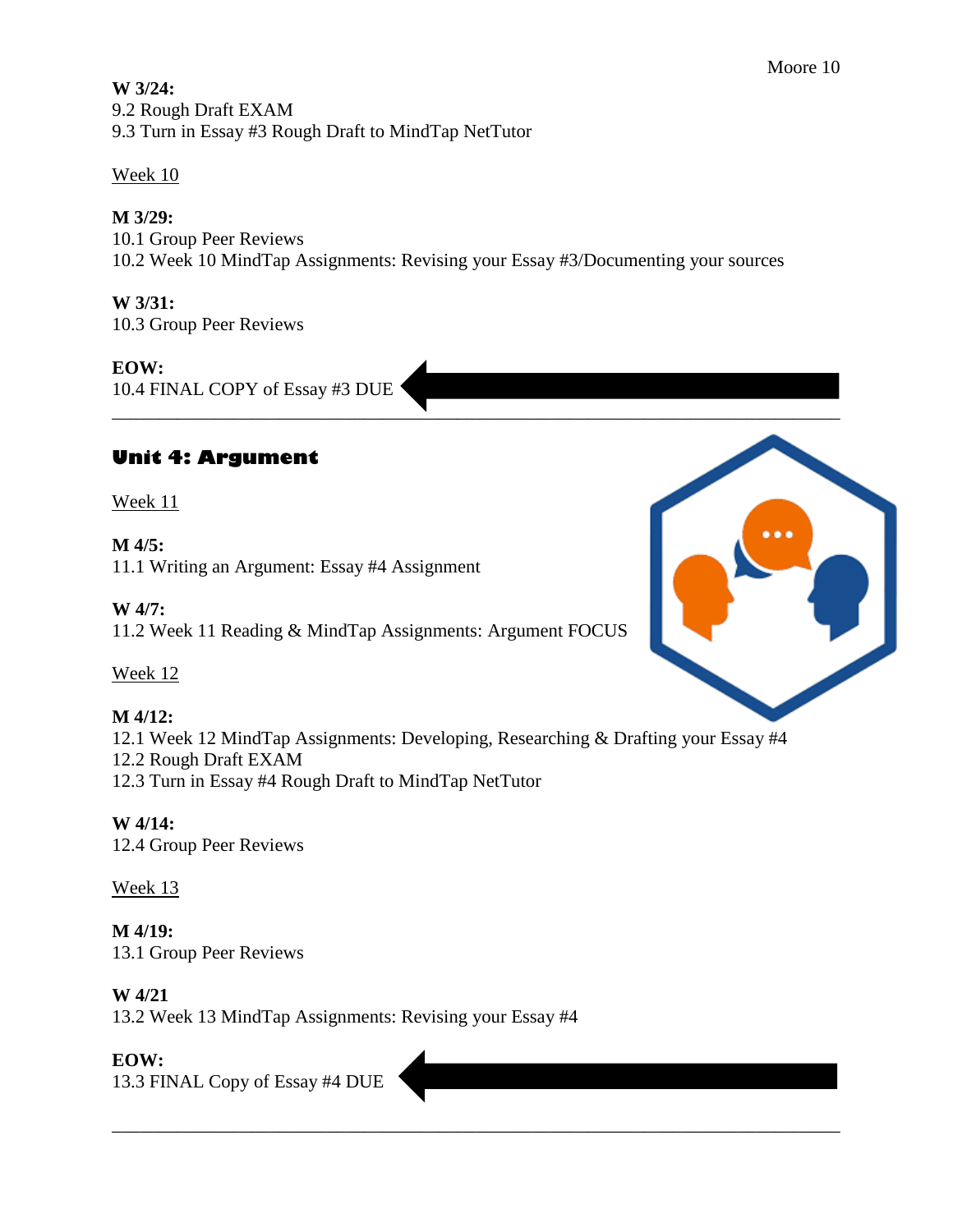**W 3/24:**
9.2 Rough Draft EXAM
9.3 Turn in Essay #3 Rough Draft to MindTap NetTutor

Week 10

**M 3/29:**
10.1 Group Peer Reviews
10.2 Week 10 MindTap Assignments: Revising your Essay #3/Documenting your sources

**W 3/31:**
10.3 Group Peer Reviews

**EOW:**
10.4 FINAL COPY of Essay #3 DUE

---

## Unit 4: Argument

Week 11

**M 4/5:**
11.1 Writing an Argument: Essay #4 Assignment

**W 4/7:**
11.2 Week 11 Reading & MindTap Assignments: Argument FOCUS

Week 12

**M 4/12:**
12.1 Week 12 MindTap Assignments: Developing, Researching & Drafting your Essay #4
12.2 Rough Draft EXAM
12.3 Turn in Essay #4 Rough Draft to MindTap NetTutor

**W 4/14:**
12.4 Group Peer Reviews

Week 13

**M 4/19:**
13.1 Group Peer Reviews

**W 4/21**
13.2 Week 13 MindTap Assignments: Revising your Essay #4

**EOW:**
13.3 FINAL Copy of Essay #4 DUE

---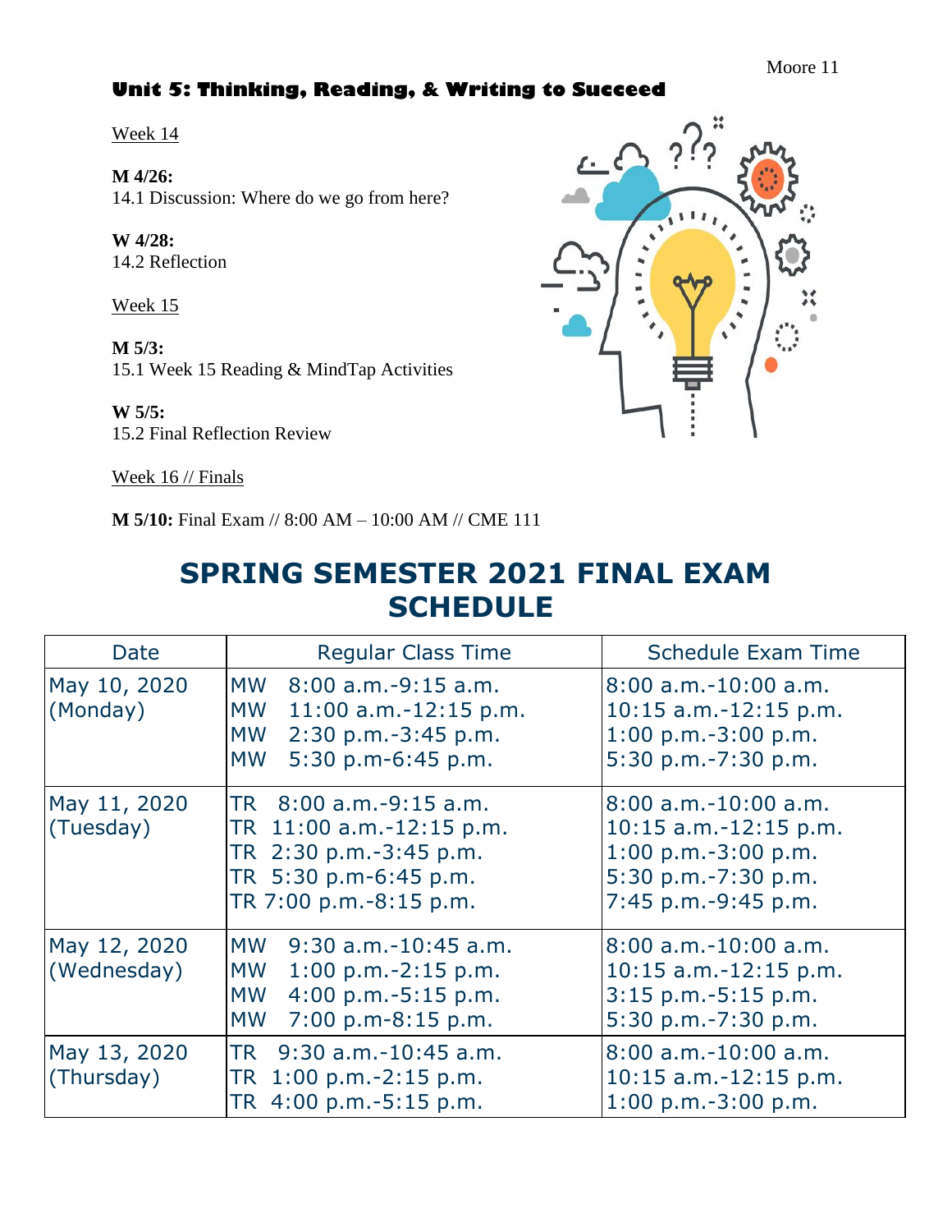### Unit 5: Thinking, Reading, & Writing to Succeed

Week 14

**M 4/26:**
14.1 Discussion: Where do we go from here?

**W 4/28:**
14.2 Reflection

Week 15

**M 5/3:**
15.1 Week 15 Reading & MindTap Activities

**W 5/5:**
15.2 Final Reflection Review

Week 16 // Finals

**M 5/10:** Final Exam // 8:00 AM – 10:00 AM // CME 111

## SPRING SEMESTER 2021 FINAL EXAM SCHEDULE

| Date | Regular Class Time | Schedule Exam Time |
|---|---|---|
| May 10, 2020 (Monday) | MW 8:00 a.m.-9:15 a.m.<br>MW 11:00 a.m.-12:15 p.m.<br>MW 2:30 p.m.-3:45 p.m.<br>MW 5:30 p.m-6:45 p.m. | 8:00 a.m.-10:00 a.m.<br>10:15 a.m.-12:15 p.m.<br>1:00 p.m.-3:00 p.m.<br>5:30 p.m.-7:30 p.m. |
| May 11, 2020 (Tuesday) | TR 8:00 a.m.-9:15 a.m.<br>TR 11:00 a.m.-12:15 p.m.<br>TR 2:30 p.m.-3:45 p.m.<br>TR 5:30 p.m-6:45 p.m.<br>TR 7:00 p.m.-8:15 p.m. | 8:00 a.m.-10:00 a.m.<br>10:15 a.m.-12:15 p.m.<br>1:00 p.m.-3:00 p.m.<br>5:30 p.m.-7:30 p.m.<br>7:45 p.m.-9:45 p.m. |
| May 12, 2020 (Wednesday) | MW 9:30 a.m.-10:45 a.m.<br>MW 1:00 p.m.-2:15 p.m.<br>MW 4:00 p.m.-5:15 p.m.<br>MW 7:00 p.m-8:15 p.m. | 8:00 a.m.-10:00 a.m.<br>10:15 a.m.-12:15 p.m.<br>3:15 p.m.-5:15 p.m.<br>5:30 p.m.-7:30 p.m. |
| May 13, 2020 (Thursday) | TR 9:30 a.m.-10:45 a.m.<br>TR 1:00 p.m.-2:15 p.m.<br>TR 4:00 p.m.-5:15 p.m. | 8:00 a.m.-10:00 a.m.<br>10:15 a.m.-12:15 p.m.<br>1:00 p.m.-3:00 p.m. |